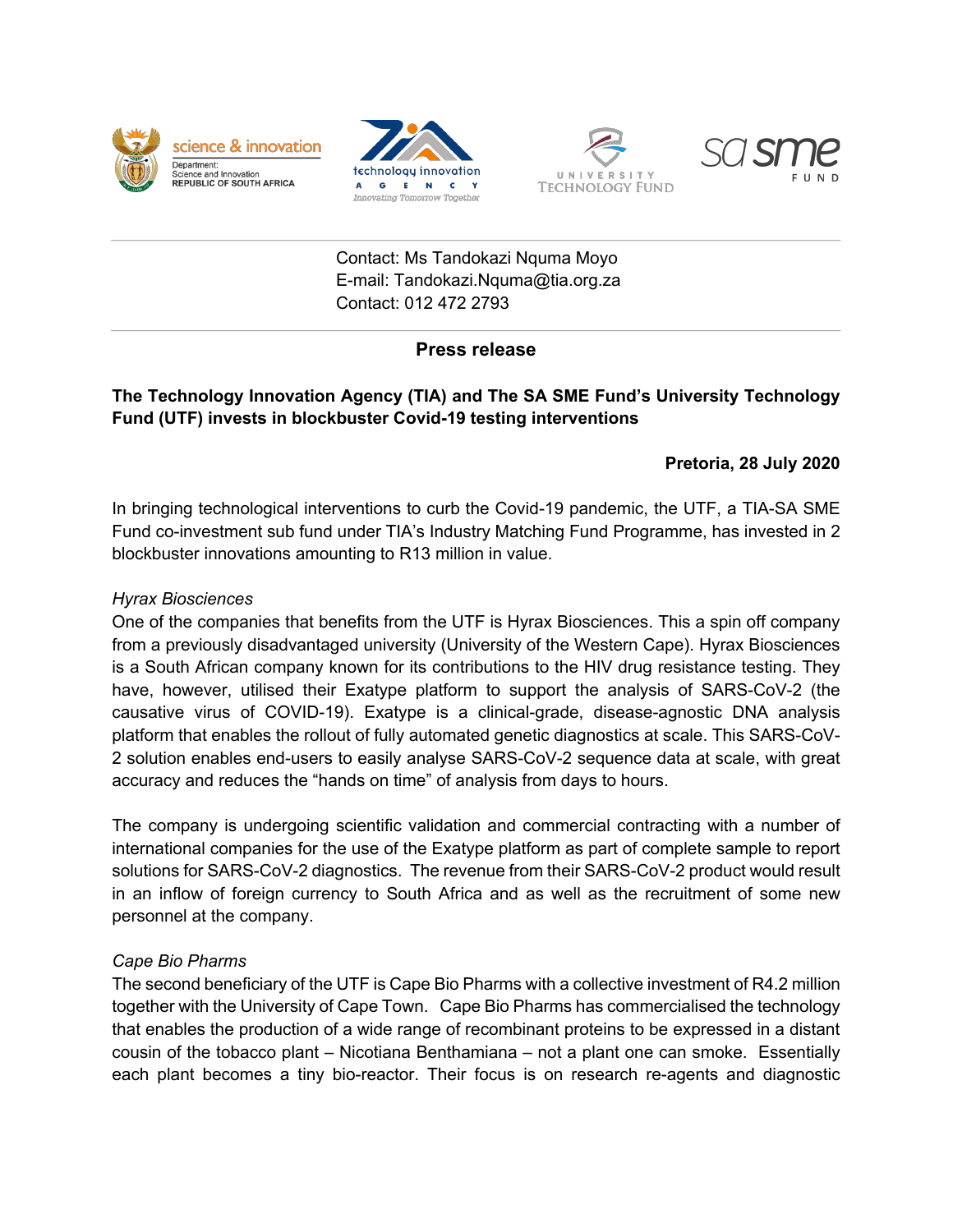Contact: Ms Tandokazi Nquma Moyo
E-mail: Tandokazi.Nquma@tia.org.za
Contact: 012 472 2793

## Press release

**The Technology Innovation Agency (TIA) and The SA SME Fund's University Technology Fund (UTF) invests in blockbuster Covid-19 testing interventions**

**Pretoria, 28 July 2020**

In bringing technological interventions to curb the Covid-19 pandemic, the UTF, a TIA-SA SME Fund co-investment sub fund under TIA's Industry Matching Fund Programme, has invested in 2 blockbuster innovations amounting to R13 million in value.

*Hyrax Biosciences*

One of the companies that benefits from the UTF is Hyrax Biosciences. This a spin off company from a previously disadvantaged university (University of the Western Cape). Hyrax Biosciences is a South African company known for its contributions to the HIV drug resistance testing. They have, however, utilised their Exatype platform to support the analysis of SARS-CoV-2 (the causative virus of COVID-19). Exatype is a clinical-grade, disease-agnostic DNA analysis platform that enables the rollout of fully automated genetic diagnostics at scale. This SARS-CoV-2 solution enables end-users to easily analyse SARS-CoV-2 sequence data at scale, with great accuracy and reduces the "hands on time" of analysis from days to hours.

The company is undergoing scientific validation and commercial contracting with a number of international companies for the use of the Exatype platform as part of complete sample to report solutions for SARS-CoV-2 diagnostics. The revenue from their SARS-CoV-2 product would result in an inflow of foreign currency to South Africa and as well as the recruitment of some new personnel at the company.

*Cape Bio Pharms*

The second beneficiary of the UTF is Cape Bio Pharms with a collective investment of R4.2 million together with the University of Cape Town. Cape Bio Pharms has commercialised the technology that enables the production of a wide range of recombinant proteins to be expressed in a distant cousin of the tobacco plant – Nicotiana Benthamiana – not a plant one can smoke. Essentially each plant becomes a tiny bio-reactor. Their focus is on research re-agents and diagnostic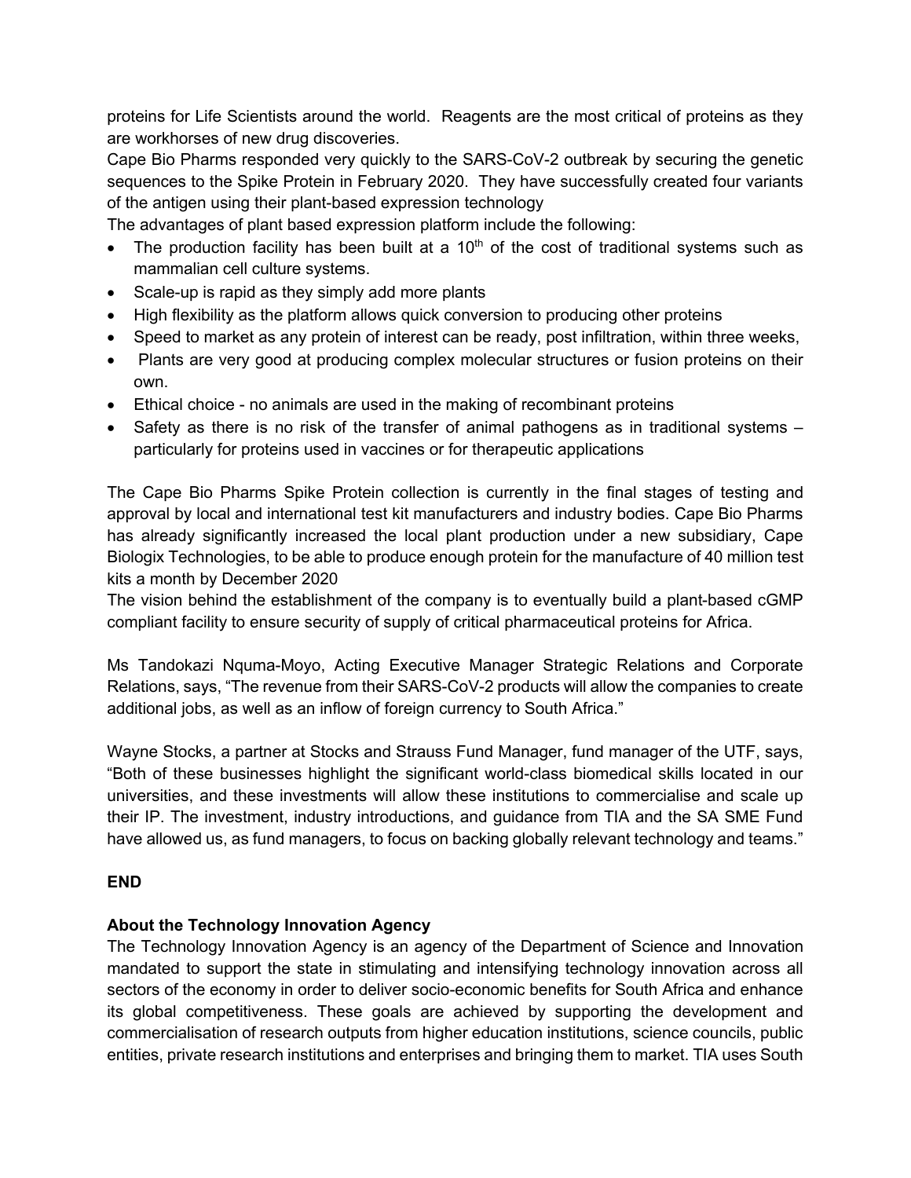proteins for Life Scientists around the world. Reagents are the most critical of proteins as they are workhorses of new drug discoveries.

Cape Bio Pharms responded very quickly to the SARS-CoV-2 outbreak by securing the genetic sequences to the Spike Protein in February 2020. They have successfully created four variants of the antigen using their plant-based expression technology

The advantages of plant based expression platform include the following:

- The production facility has been built at a 10th of the cost of traditional systems such as mammalian cell culture systems.
- Scale-up is rapid as they simply add more plants
- High flexibility as the platform allows quick conversion to producing other proteins
- Speed to market as any protein of interest can be ready, post infiltration, within three weeks,
- Plants are very good at producing complex molecular structures or fusion proteins on their own.
- Ethical choice - no animals are used in the making of recombinant proteins
- Safety as there is no risk of the transfer of animal pathogens as in traditional systems – particularly for proteins used in vaccines or for therapeutic applications

The Cape Bio Pharms Spike Protein collection is currently in the final stages of testing and approval by local and international test kit manufacturers and industry bodies. Cape Bio Pharms has already significantly increased the local plant production under a new subsidiary, Cape Biologix Technologies, to be able to produce enough protein for the manufacture of 40 million test kits a month by December 2020

The vision behind the establishment of the company is to eventually build a plant-based cGMP compliant facility to ensure security of supply of critical pharmaceutical proteins for Africa.

Ms Tandokazi Nquma-Moyo, Acting Executive Manager Strategic Relations and Corporate Relations, says, "The revenue from their SARS-CoV-2 products will allow the companies to create additional jobs, as well as an inflow of foreign currency to South Africa."

Wayne Stocks, a partner at Stocks and Strauss Fund Manager, fund manager of the UTF, says, "Both of these businesses highlight the significant world-class biomedical skills located in our universities, and these investments will allow these institutions to commercialise and scale up their IP. The investment, industry introductions, and guidance from TIA and the SA SME Fund have allowed us, as fund managers, to focus on backing globally relevant technology and teams."

**END**

**About the Technology Innovation Agency**

The Technology Innovation Agency is an agency of the Department of Science and Innovation mandated to support the state in stimulating and intensifying technology innovation across all sectors of the economy in order to deliver socio-economic benefits for South Africa and enhance its global competitiveness. These goals are achieved by supporting the development and commercialisation of research outputs from higher education institutions, science councils, public entities, private research institutions and enterprises and bringing them to market. TIA uses South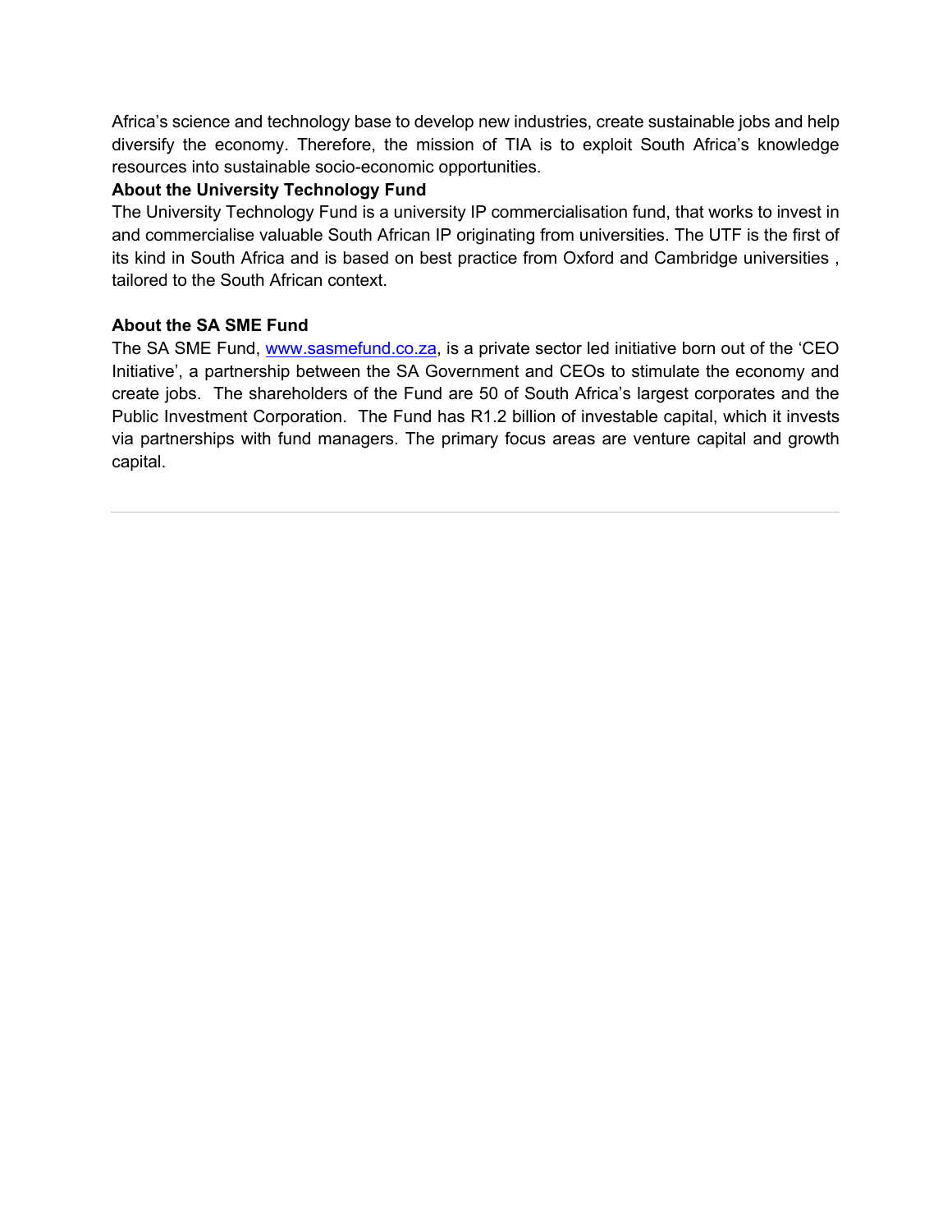Africa's science and technology base to develop new industries, create sustainable jobs and help diversify the economy. Therefore, the mission of TIA is to exploit South Africa's knowledge resources into sustainable socio-economic opportunities.

**About the University Technology Fund**

The University Technology Fund is a university IP commercialisation fund, that works to invest in and commercialise valuable South African IP originating from universities. The UTF is the first of its kind in South Africa and is based on best practice from Oxford and Cambridge universities , tailored to the South African context.

**About the SA SME Fund**

The SA SME Fund, www.sasmefund.co.za, is a private sector led initiative born out of the 'CEO Initiative', a partnership between the SA Government and CEOs to stimulate the economy and create jobs. The shareholders of the Fund are 50 of South Africa's largest corporates and the Public Investment Corporation. The Fund has R1.2 billion of investable capital, which it invests via partnerships with fund managers. The primary focus areas are venture capital and growth capital.

---